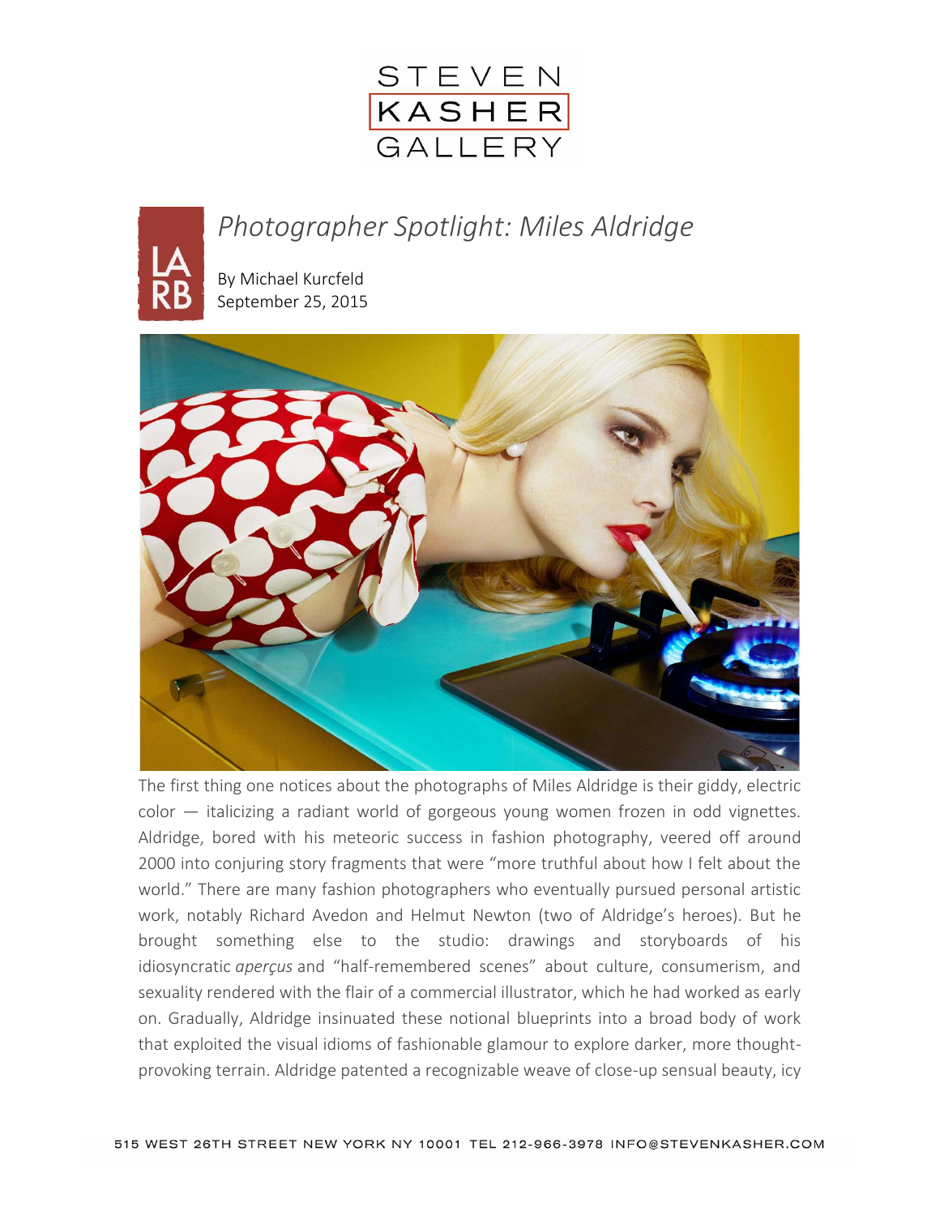STEVEN KASHER GALLERY

# *Photographer Spotlight: Miles Aldridge*

By Michael Kurcfeld
September 25, 2015

The first thing one notices about the photographs of Miles Aldridge is their giddy, electric color — italicizing a radiant world of gorgeous young women frozen in odd vignettes. Aldridge, bored with his meteoric success in fashion photography, veered off around 2000 into conjuring story fragments that were "more truthful about how I felt about the world." There are many fashion photographers who eventually pursued personal artistic work, notably Richard Avedon and Helmut Newton (two of Aldridge's heroes). But he brought something else to the studio: drawings and storyboards of his idiosyncratic *aperçus* and "half-remembered scenes" about culture, consumerism, and sexuality rendered with the flair of a commercial illustrator, which he had worked as early on. Gradually, Aldridge insinuated these notional blueprints into a broad body of work that exploited the visual idioms of fashionable glamour to explore darker, more thought-provoking terrain. Aldridge patented a recognizable weave of close-up sensual beauty, icy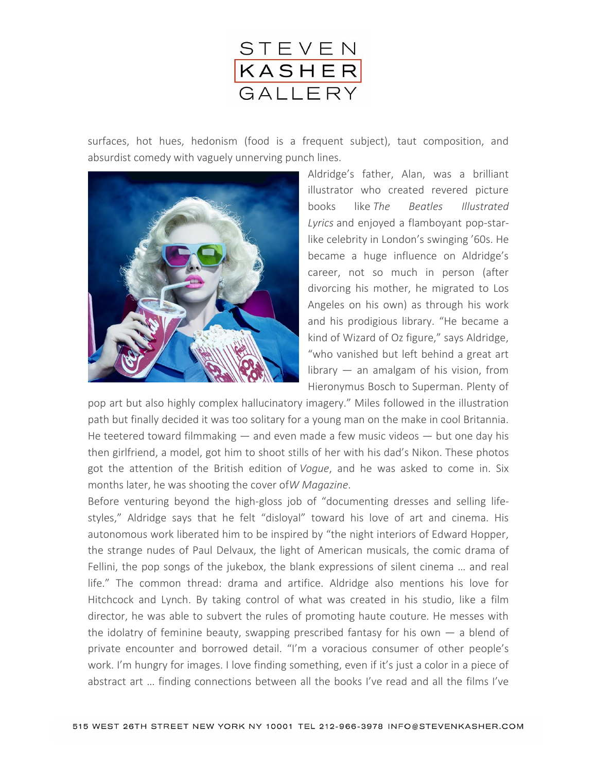surfaces, hot hues, hedonism (food is a frequent subject), taut composition, and absurdist comedy with vaguely unnerving punch lines.

Aldridge's father, Alan, was a brilliant illustrator who created revered picture books like *The Beatles Illustrated Lyrics* and enjoyed a flamboyant pop-star-like celebrity in London's swinging '60s. He became a huge influence on Aldridge's career, not so much in person (after divorcing his mother, he migrated to Los Angeles on his own) as through his work and his prodigious library. "He became a kind of Wizard of Oz figure," says Aldridge, "who vanished but left behind a great art library — an amalgam of his vision, from Hieronymus Bosch to Superman. Plenty of pop art but also highly complex hallucinatory imagery." Miles followed in the illustration path but finally decided it was too solitary for a young man on the make in cool Britannia. He teetered toward filmmaking — and even made a few music videos — but one day his then girlfriend, a model, got him to shoot stills of her with his dad's Nikon. These photos got the attention of the British edition of *Vogue*, and he was asked to come in. Six months later, he was shooting the cover of *W Magazine*.

Before venturing beyond the high-gloss job of "documenting dresses and selling life-styles," Aldridge says that he felt "disloyal" toward his love of art and cinema. His autonomous work liberated him to be inspired by "the night interiors of Edward Hopper, the strange nudes of Paul Delvaux, the light of American musicals, the comic drama of Fellini, the pop songs of the jukebox, the blank expressions of silent cinema … and real life." The common thread: drama and artifice. Aldridge also mentions his love for Hitchcock and Lynch. By taking control of what was created in his studio, like a film director, he was able to subvert the rules of promoting haute couture. He messes with the idolatry of feminine beauty, swapping prescribed fantasy for his own — a blend of private encounter and borrowed detail. "I'm a voracious consumer of other people's work. I'm hungry for images. I love finding something, even if it's just a color in a piece of abstract art … finding connections between all the books I've read and all the films I've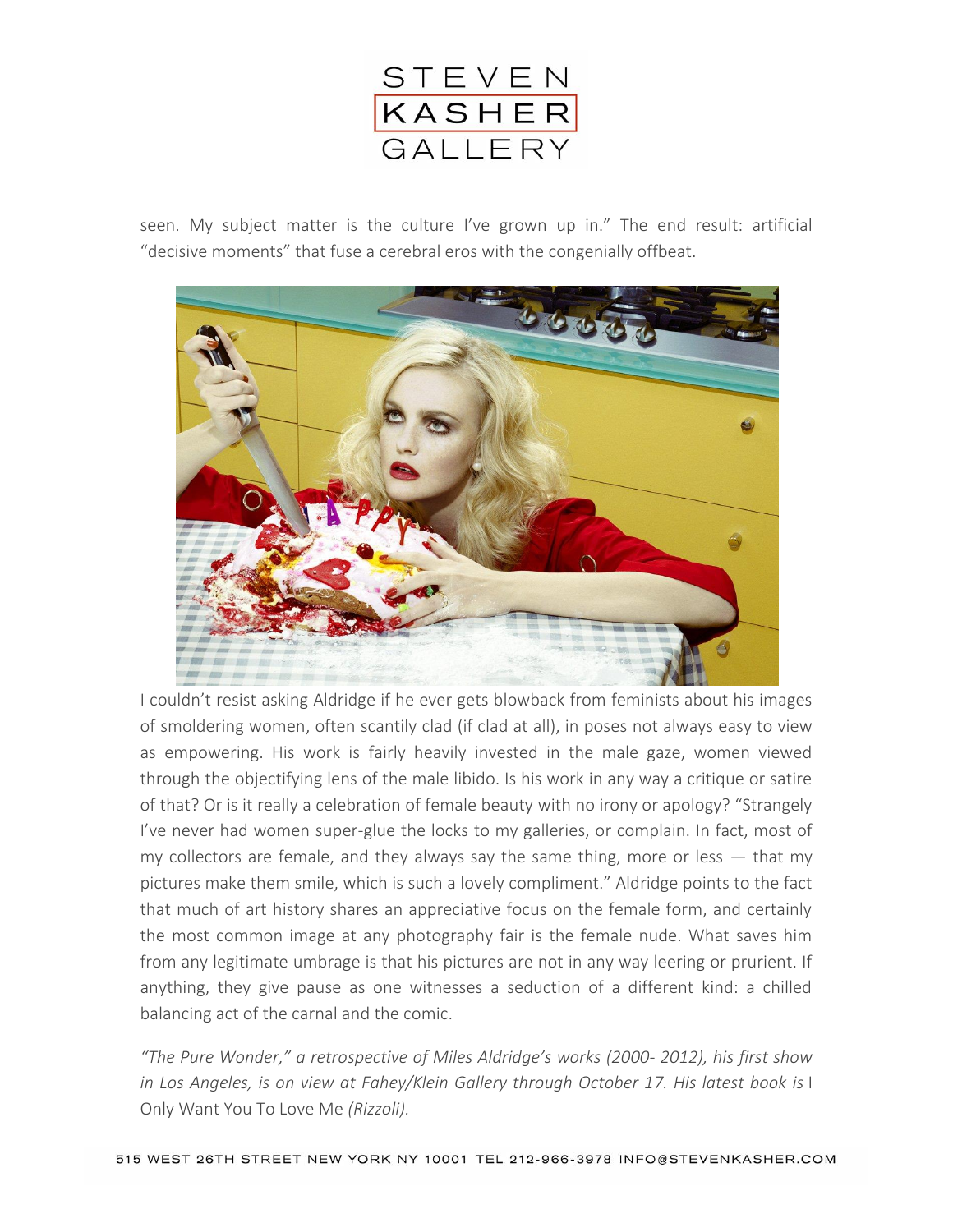seen. My subject matter is the culture I've grown up in." The end result: artificial "decisive moments" that fuse a cerebral eros with the congenially offbeat.

I couldn't resist asking Aldridge if he ever gets blowback from feminists about his images of smoldering women, often scantily clad (if clad at all), in poses not always easy to view as empowering. His work is fairly heavily invested in the male gaze, women viewed through the objectifying lens of the male libido. Is his work in any way a critique or satire of that? Or is it really a celebration of female beauty with no irony or apology? "Strangely I've never had women super-glue the locks to my galleries, or complain. In fact, most of my collectors are female, and they always say the same thing, more or less — that my pictures make them smile, which is such a lovely compliment." Aldridge points to the fact that much of art history shares an appreciative focus on the female form, and certainly the most common image at any photography fair is the female nude. What saves him from any legitimate umbrage is that his pictures are not in any way leering or prurient. If anything, they give pause as one witnesses a seduction of a different kind: a chilled balancing act of the carnal and the comic.

*"The Pure Wonder," a retrospective of Miles Aldridge's works (2000- 2012), his first show in Los Angeles, is on view at Fahey/Klein Gallery through October 17. His latest book is* I Only Want You To Love Me *(Rizzoli).*